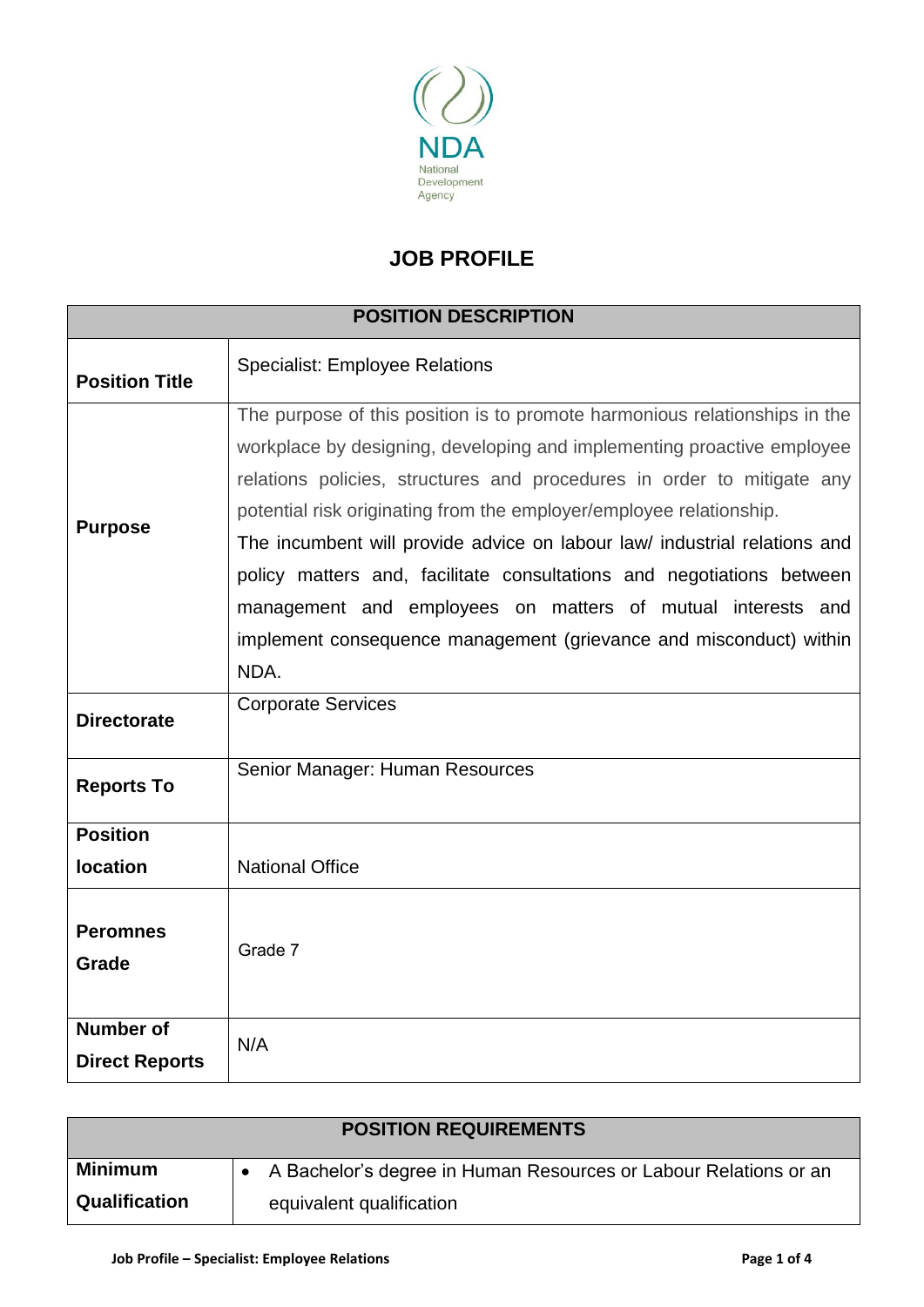NDA
National Development Agency

# JOB PROFILE

| POSITION DESCRIPTION | |
|---|---|
| **Position Title** | Specialist: Employee Relations |
| **Purpose** | The purpose of this position is to promote harmonious relationships in the workplace by designing, developing and implementing proactive employee relations policies, structures and procedures in order to mitigate any potential risk originating from the employer/employee relationship.<br>The incumbent will provide advice on labour law/ industrial relations and policy matters and, facilitate consultations and negotiations between management and employees on matters of mutual interests and implement consequence management (grievance and misconduct) within NDA. |
| **Directorate** | Corporate Services |
| **Reports To** | Senior Manager: Human Resources |
| **Position location** | National Office |
| **Peromnes Grade** | Grade 7 |
| **Number of Direct Reports** | N/A |

| POSITION REQUIREMENTS | |
|---|---|
| **Minimum Qualification** | • A Bachelor's degree in Human Resources or Labour Relations or an equivalent qualification |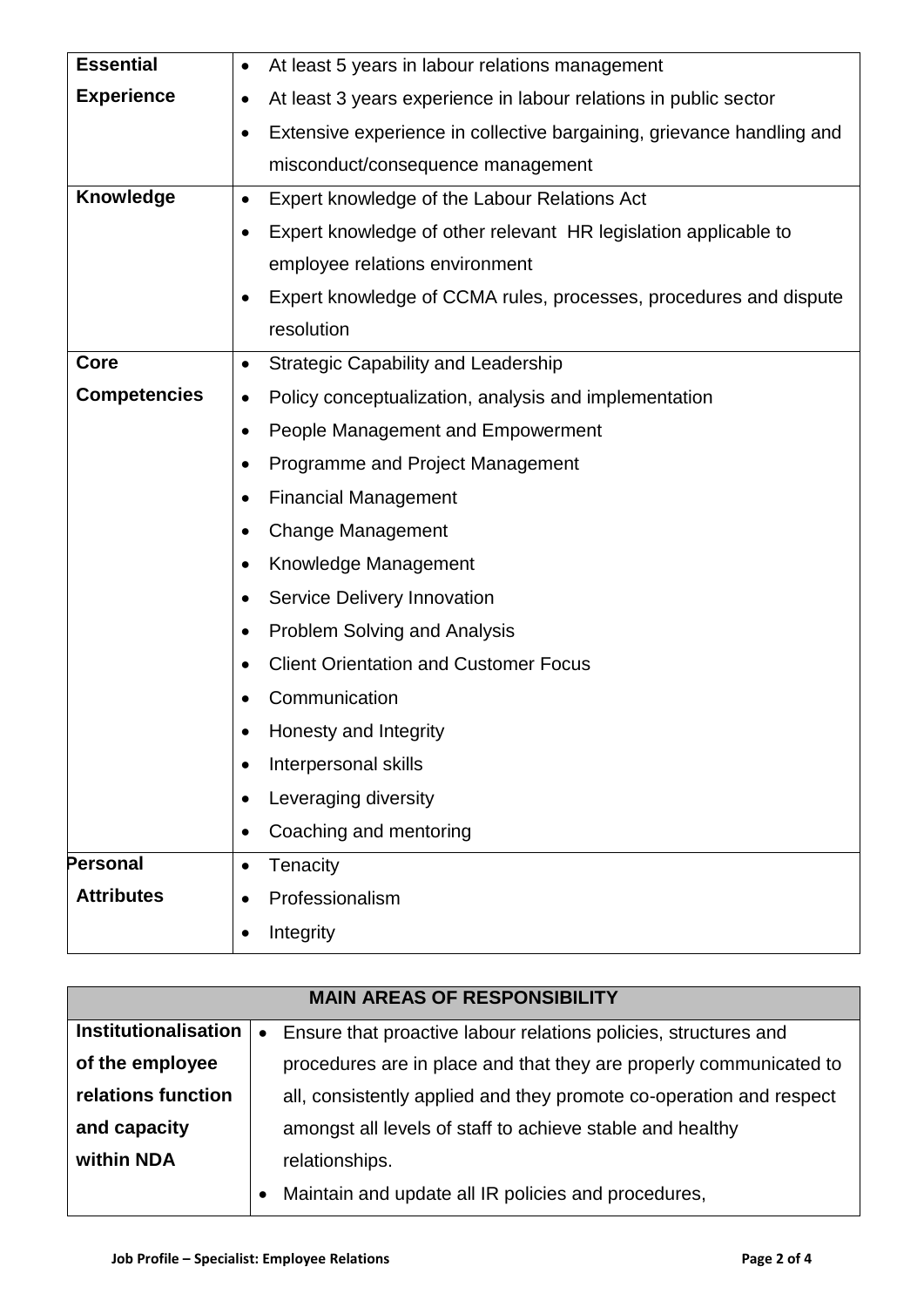| | |
|---|---|
| **Essential Experience** | • At least 5 years in labour relations management<br>• At least 3 years experience in labour relations in public sector<br>• Extensive experience in collective bargaining, grievance handling and misconduct/consequence management |
| **Knowledge** | • Expert knowledge of the Labour Relations Act<br>• Expert knowledge of other relevant HR legislation applicable to employee relations environment<br>• Expert knowledge of CCMA rules, processes, procedures and dispute resolution |
| **Core Competencies** | • Strategic Capability and Leadership<br>• Policy conceptualization, analysis and implementation<br>• People Management and Empowerment<br>• Programme and Project Management<br>• Financial Management<br>• Change Management<br>• Knowledge Management<br>• Service Delivery Innovation<br>• Problem Solving and Analysis<br>• Client Orientation and Customer Focus<br>• Communication<br>• Honesty and Integrity<br>• Interpersonal skills<br>• Leveraging diversity<br>• Coaching and mentoring |
| **Personal Attributes** | • Tenacity<br>• Professionalism<br>• Integrity |

| **MAIN AREAS OF RESPONSIBILITY** | |
|---|---|
| **Institutionalisation of the employee relations function and capacity within NDA** | • Ensure that proactive labour relations policies, structures and procedures are in place and that they are properly communicated to all, consistently applied and they promote co-operation and respect amongst all levels of staff to achieve stable and healthy relationships.<br>• Maintain and update all IR policies and procedures, |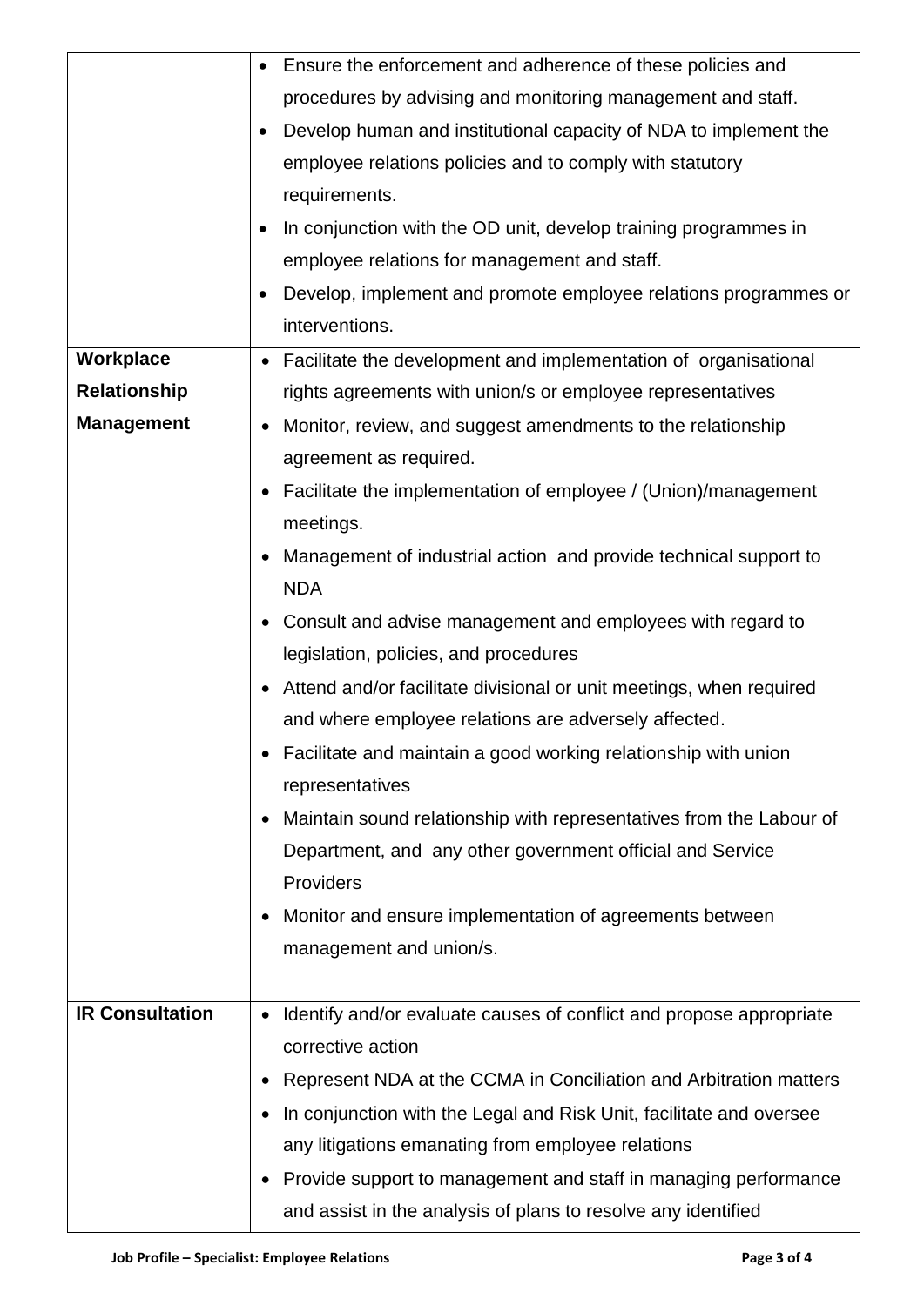| | |
|---|---|
| | • Ensure the enforcement and adherence of these policies and procedures by advising and monitoring management and staff.<br>• Develop human and institutional capacity of NDA to implement the employee relations policies and to comply with statutory requirements.<br>• In conjunction with the OD unit, develop training programmes in employee relations for management and staff.<br>• Develop, implement and promote employee relations programmes or interventions. |
| **Workplace Relationship Management** | • Facilitate the development and implementation of organisational rights agreements with union/s or employee representatives<br>• Monitor, review, and suggest amendments to the relationship agreement as required.<br>• Facilitate the implementation of employee / (Union)/management meetings.<br>• Management of industrial action and provide technical support to NDA<br>• Consult and advise management and employees with regard to legislation, policies, and procedures<br>• Attend and/or facilitate divisional or unit meetings, when required and where employee relations are adversely affected.<br>• Facilitate and maintain a good working relationship with union representatives<br>• Maintain sound relationship with representatives from the Labour of Department, and any other government official and Service Providers<br>• Monitor and ensure implementation of agreements between management and union/s. |
| **IR Consultation** | • Identify and/or evaluate causes of conflict and propose appropriate corrective action<br>• Represent NDA at the CCMA in Conciliation and Arbitration matters<br>• In conjunction with the Legal and Risk Unit, facilitate and oversee any litigations emanating from employee relations<br>• Provide support to management and staff in managing performance and assist in the analysis of plans to resolve any identified |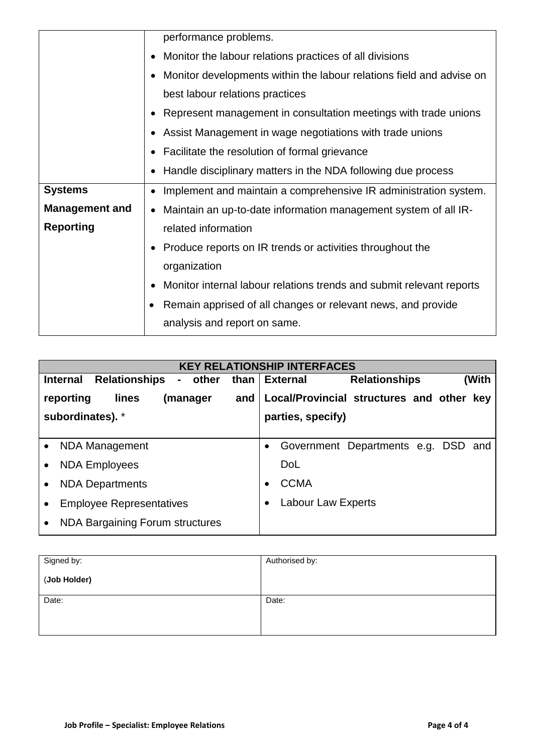| | |
|---|---|
| | performance problems.<br>• Monitor the labour relations practices of all divisions<br>• Monitor developments within the labour relations field and advise on best labour relations practices<br>• Represent management in consultation meetings with trade unions<br>• Assist Management in wage negotiations with trade unions<br>• Facilitate the resolution of formal grievance<br>• Handle disciplinary matters in the NDA following due process |
| **Systems Management and Reporting** | • Implement and maintain a comprehensive IR administration system.<br>• Maintain an up-to-date information management system of all IR-related information<br>• Produce reports on IR trends or activities throughout the organization<br>• Monitor internal labour relations trends and submit relevant reports<br>• Remain apprised of all changes or relevant news, and provide analysis and report on same. |

| **KEY RELATIONSHIP INTERFACES** | |
|---|---|
| **Internal Relationships - other than reporting lines (manager and subordinates).** * | **External Relationships (With Local/Provincial structures and other key parties, specify)** |
| • NDA Management<br>• NDA Employees<br>• NDA Departments<br>• Employee Representatives<br>• NDA Bargaining Forum structures | • Government Departments e.g. DSD and DoL<br>• CCMA<br>• Labour Law Experts |

| | |
|---|---|
| Signed by:<br>(**Job Holder)** | Authorised by: |
| Date: | Date: |